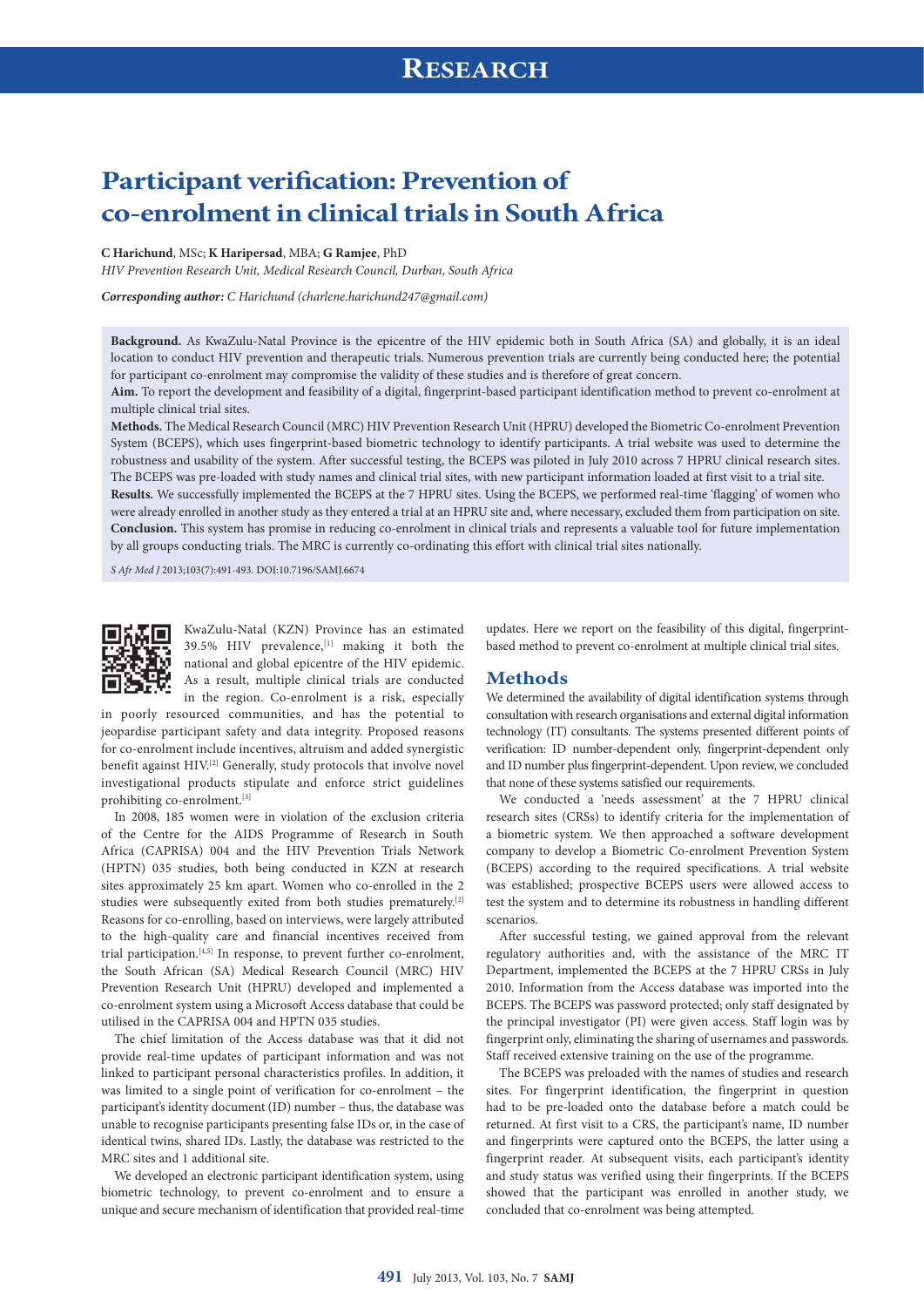# Participant verification: Prevention of co-enrolment in clinical trials in South Africa

**C Harichund**, MSc; **K Haripersad**, MBA; **G Ramjee**, PhD

*HIV Prevention Research Unit, Medical Research Council, Durban, South Africa*

***Corresponding author:*** *C Harichund (charlene.harichund247@gmail.com)*

**Background.** As KwaZulu-Natal Province is the epicentre of the HIV epidemic both in South Africa (SA) and globally, it is an ideal location to conduct HIV prevention and therapeutic trials. Numerous prevention trials are currently being conducted here; the potential for participant co-enrolment may compromise the validity of these studies and is therefore of great concern.

**Aim.** To report the development and feasibility of a digital, fingerprint-based participant identification method to prevent co-enrolment at multiple clinical trial sites.

**Methods.** The Medical Research Council (MRC) HIV Prevention Research Unit (HPRU) developed the Biometric Co-enrolment Prevention System (BCEPS), which uses fingerprint-based biometric technology to identify participants. A trial website was used to determine the robustness and usability of the system. After successful testing, the BCEPS was piloted in July 2010 across 7 HPRU clinical research sites. The BCEPS was pre-loaded with study names and clinical trial sites, with new participant information loaded at first visit to a trial site.

**Results.** We successfully implemented the BCEPS at the 7 HPRU sites. Using the BCEPS, we performed real-time 'flagging' of women who were already enrolled in another study as they entered a trial at an HPRU site and, where necessary, excluded them from participation on site.

**Conclusion.** This system has promise in reducing co-enrolment in clinical trials and represents a valuable tool for future implementation by all groups conducting trials. The MRC is currently co-ordinating this effort with clinical trial sites nationally.

*S Afr Med J* 2013;103(7):491-493. DOI:10.7196/SAMJ.6674

KwaZulu-Natal (KZN) Province has an estimated 39.5% HIV prevalence,[1] making it both the national and global epicentre of the HIV epidemic. As a result, multiple clinical trials are conducted in the region. Co-enrolment is a risk, especially in poorly resourced communities, and has the potential to jeopardise participant safety and data integrity. Proposed reasons for co-enrolment include incentives, altruism and added synergistic benefit against HIV.[2] Generally, study protocols that involve novel investigational products stipulate and enforce strict guidelines prohibiting co-enrolment.[3]

In 2008, 185 women were in violation of the exclusion criteria of the Centre for the AIDS Programme of Research in South Africa (CAPRISA) 004 and the HIV Prevention Trials Network (HPTN) 035 studies, both being conducted in KZN at research sites approximately 25 km apart. Women who co-enrolled in the 2 studies were subsequently exited from both studies prematurely.[2] Reasons for co-enrolling, based on interviews, were largely attributed to the high-quality care and financial incentives received from trial participation.[4,5] In response, to prevent further co-enrolment, the South African (SA) Medical Research Council (MRC) HIV Prevention Research Unit (HPRU) developed and implemented a co-enrolment system using a Microsoft Access database that could be utilised in the CAPRISA 004 and HPTN 035 studies.

The chief limitation of the Access database was that it did not provide real-time updates of participant information and was not linked to participant personal characteristics profiles. In addition, it was limited to a single point of verification for co-enrolment – the participant's identity document (ID) number – thus, the database was unable to recognise participants presenting false IDs or, in the case of identical twins, shared IDs. Lastly, the database was restricted to the MRC sites and 1 additional site.

We developed an electronic participant identification system, using biometric technology, to prevent co-enrolment and to ensure a unique and secure mechanism of identification that provided real-time updates. Here we report on the feasibility of this digital, fingerprint-based method to prevent co-enrolment at multiple clinical trial sites.

## Methods

We determined the availability of digital identification systems through consultation with research organisations and external digital information technology (IT) consultants. The systems presented different points of verification: ID number-dependent only, fingerprint-dependent only and ID number plus fingerprint-dependent. Upon review, we concluded that none of these systems satisfied our requirements.

We conducted a 'needs assessment' at the 7 HPRU clinical research sites (CRSs) to identify criteria for the implementation of a biometric system. We then approached a software development company to develop a Biometric Co-enrolment Prevention System (BCEPS) according to the required specifications. A trial website was established; prospective BCEPS users were allowed access to test the system and to determine its robustness in handling different scenarios.

After successful testing, we gained approval from the relevant regulatory authorities and, with the assistance of the MRC IT Department, implemented the BCEPS at the 7 HPRU CRSs in July 2010. Information from the Access database was imported into the BCEPS. The BCEPS was password protected; only staff designated by the principal investigator (PI) were given access. Staff login was by fingerprint only, eliminating the sharing of usernames and passwords. Staff received extensive training on the use of the programme.

The BCEPS was preloaded with the names of studies and research sites. For fingerprint identification, the fingerprint in question had to be pre-loaded onto the database before a match could be returned. At first visit to a CRS, the participant's name, ID number and fingerprints were captured onto the BCEPS, the latter using a fingerprint reader. At subsequent visits, each participant's identity and study status was verified using their fingerprints. If the BCEPS showed that the participant was enrolled in another study, we concluded that co-enrolment was being attempted.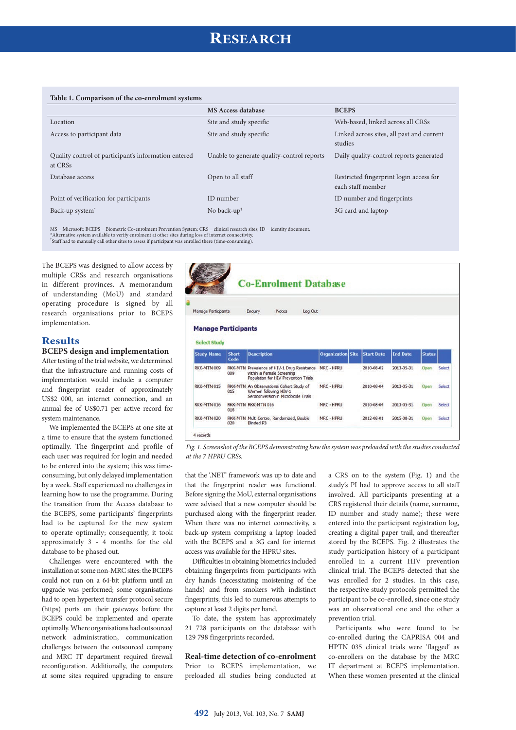**Table 1. Comparison of the co-enrolment systems**

| | MS Access database | BCEPS |
|---|---|---|
| Location | Site and study specific | Web-based, linked across all CRSs |
| Access to participant data | Site and study specific | Linked across sites, all past and current studies |
| Quality control of participant's information entered at CRSs | Unable to generate quality-control reports | Daily quality-control reports generated |
| Database access | Open to all staff | Restricted fingerprint login access for each staff member |
| Point of verification for participants | ID number | ID number and fingerprints |
| Back-up system* | No back-up† | 3G card and laptop |

MS = Microsoft; BCEPS = Biometric Co-enrolment Prevention System; CRS = clinical research sites; ID = identity document.
*Alternative system available to verify enrolment at other sites during loss of internet connectivity.
†Staff had to manually call other sites to assess if participant was enrolled there (time-consuming).

The BCEPS was designed to allow access by multiple CRSs and research organisations in different provinces. A memorandum of understanding (MoU) and standard operating procedure is signed by all research organisations prior to BCEPS implementation.

## Results

### BCEPS design and implementation

After testing of the trial website, we determined that the infrastructure and running costs of implementation would include: a computer and fingerprint reader of approximately US$2 000, an internet connection, and an annual fee of US$0.71 per active record for system maintenance.

We implemented the BCEPS at one site at a time to ensure that the system functioned optimally. The fingerprint and profile of each user was required for login and needed to be entered into the system; this was time-consuming, but only delayed implementation by a week. Staff experienced no challenges in learning how to use the programme. During the transition from the Access database to the BCEPS, some participants' fingerprints had to be captured for the new system to operate optimally; consequently, it took approximately 3 - 4 months for the old database to be phased out.

Challenges were encountered with the installation at some non-MRC sites: the BCEPS could not run on a 64-bit platform until an upgrade was performed; some organisations had to open hypertext transfer protocol secure (https) ports on their gateways before the BCEPS could be implemented and operate optimally. Where organisations had outsourced network administration, communication challenges between the outsourced company and MRC IT department required firewall reconfiguration. Additionally, the computers at some sites required upgrading to ensure that the '.NET' framework was up to date and that the fingerprint reader was functional. Before signing the MoU, external organisations were advised that a new computer should be purchased along with the fingerprint reader. When there was no internet connectivity, a back-up system comprising a laptop loaded with the BCEPS and a 3G card for internet access was available for the HPRU sites.

Difficulties in obtaining biometrics included obtaining fingerprints from participants with dry hands (necessitating moistening of the hands) and from smokers with indistinct fingerprints; this led to numerous attempts to capture at least 2 digits per hand.

To date, the system has approximately 21 728 participants on the database with 129 798 fingerprints recorded.

### Real-time detection of co-enrolment

Prior to BCEPS implementation, we preloaded all studies being conducted at a CRS on to the system (Fig. 1) and the study's PI had to approve access to all staff involved. All participants presenting at a CRS registered their details (name, surname, ID number and study name); these were entered into the participant registration log, creating a digital paper trail, and thereafter stored by the BCEPS. Fig. 2 illustrates the study participation history of a participant enrolled in a current HIV prevention clinical trial. The BCEPS detected that she was enrolled for 2 studies. In this case, the respective study protocols permitted the participant to be co-enrolled, since one study was an observational one and the other a prevention trial.

*Fig. 1. Screenshot of the BCEPS demonstrating how the system was preloaded with the studies conducted at the 7 HPRU CRSs.*

Participants who were found to be co-enrolled during the CAPRISA 004 and HPTN 035 clinical trials were 'flagged' as co-enrollers on the database by the MRC IT department at BCEPS implementation. When these women presented at the clinical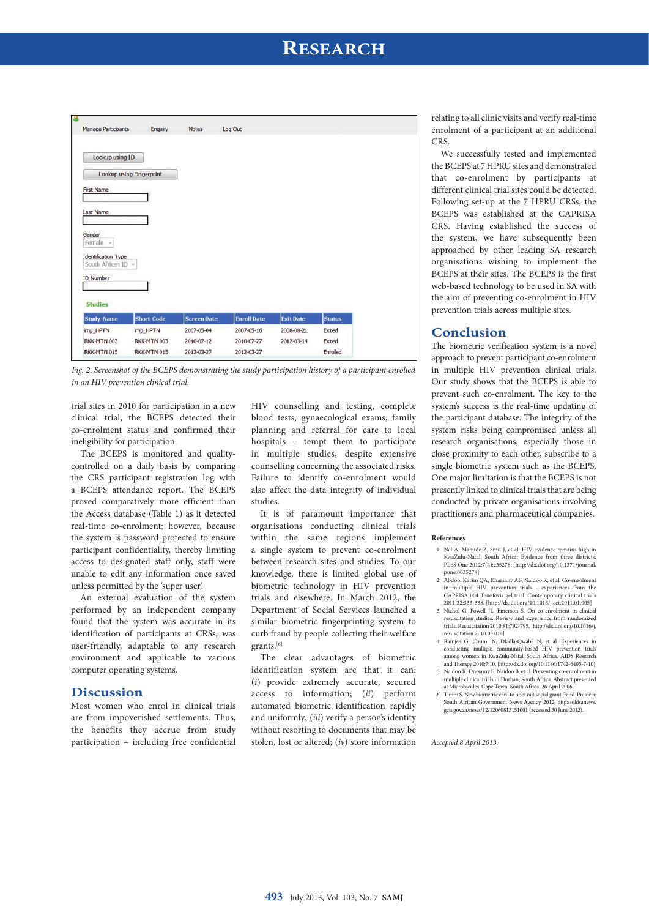*Fig. 2. Screenshot of the BCEPS demonstrating the study participation history of a participant enrolled in an HIV prevention clinical trial.*

trial sites in 2010 for participation in a new clinical trial, the BCEPS detected their co-enrolment status and confirmed their ineligibility for participation.

The BCEPS is monitored and quality-controlled on a daily basis by comparing the CRS participant registration log with a BCEPS attendance report. The BCEPS proved comparatively more efficient than the Access database (Table 1) as it detected real-time co-enrolment; however, because the system is password protected to ensure participant confidentiality, thereby limiting access to designated staff only, staff were unable to edit any information once saved unless permitted by the 'super user'.

An external evaluation of the system performed by an independent company found that the system was accurate in its identification of participants at CRSs, was user-friendly, adaptable to any research environment and applicable to various computer operating systems.

## Discussion

Most women who enrol in clinical trials are from impoverished settlements. Thus, the benefits they accrue from study participation – including free confidential HIV counselling and testing, complete blood tests, gynaecological exams, family planning and referral for care to local hospitals – tempt them to participate in multiple studies, despite extensive counselling concerning the associated risks. Failure to identify co-enrolment would also affect the data integrity of individual studies.

It is of paramount importance that organisations conducting clinical trials within the same regions implement a single system to prevent co-enrolment between research sites and studies. To our knowledge, there is limited global use of biometric technology in HIV prevention trials and elsewhere. In March 2012, the Department of Social Services launched a similar biometric fingerprinting system to curb fraud by people collecting their welfare grants.[6]

The clear advantages of biometric identification system are that it can: (*i*) provide extremely accurate, secured access to information; (*ii*) perform automated biometric identification rapidly and uniformly; (*iii*) verify a person's identity without resorting to documents that may be stolen, lost or altered; (*iv*) store information relating to all clinic visits and verify real-time enrolment of a participant at an additional CRS.

We successfully tested and implemented the BCEPS at 7 HPRU sites and demonstrated that co-enrolment by participants at different clinical trial sites could be detected. Following set-up at the 7 HPRU CRSs, the BCEPS was established at the CAPRISA CRS. Having established the success of the system, we have subsequently been approached by other leading SA research organisations wishing to implement the BCEPS at their sites. The BCEPS is the first web-based technology to be used in SA with the aim of preventing co-enrolment in HIV prevention trials across multiple sites.

## Conclusion

The biometric verification system is a novel approach to prevent participant co-enrolment in multiple HIV prevention clinical trials. Our study shows that the BCEPS is able to prevent such co-enrolment. The key to the system's success is the real-time updating of the participant database. The integrity of the system risks being compromised unless all research organisations, especially those in close proximity to each other, subscribe to a single biometric system such as the BCEPS. One major limitation is that the BCEPS is not presently linked to clinical trials that are being conducted by private organisations involving practitioners and pharmaceutical companies.

### References

1. Nel A, Mabude Z, Smit J, et al. HIV evidence remains high in KwaZulu-Natal, South Africa: Evidence from three districts. PLoS One 2012;7(4):e35278. [http://dx.doi.org/10.1371/journal.pone.0035278]
2. Abdool Karim QA, Kharsany AB, Naidoo K, et al. Co-enrolment in multiple HIV prevention trials - experiences from the CAPRISA 004 Tenofovir gel trial. Contemporary clinical trials 2011;32:333-338. [http://dx.doi.org/10.1016/j.cct.2011.01.005]
3. Nichol G, Powell JL, Emerson S. On co-enrolment in clinical resuscitation studies: Review and experience from randomized trials. Resuscitation 2010;81:792-795. [http://dx.doi.org/10.1016/j.resuscitation.2010.03.014]
4. Ramjee G, Coumi N, Dladla-Qwabe N, et al. Experiences in conducting multiple community-based HIV prevention trials among women in KwaZulu-Natal, South Africa. AIDS Research and Therapy 2010;7:10. [http://dx.doi.org/10.1186/1742-6405-7-10]
5. Naidoo K, Dorsamy E, Naidoo B, et al. Preventing co-enrolment in multiple clinical trials in Durban, South Africa. Abstract presented at Microbicides, Cape Town, South Africa, 26 April 2006.
6. Timm S. New biometric card to boot out social grant fraud. Pretoria: South African Government News Agency, 2012. http://oldsanews.gcis.gov.za/news/12/12060813151001 (accessed 30 June 2012).

*Accepted 8 April 2013.*